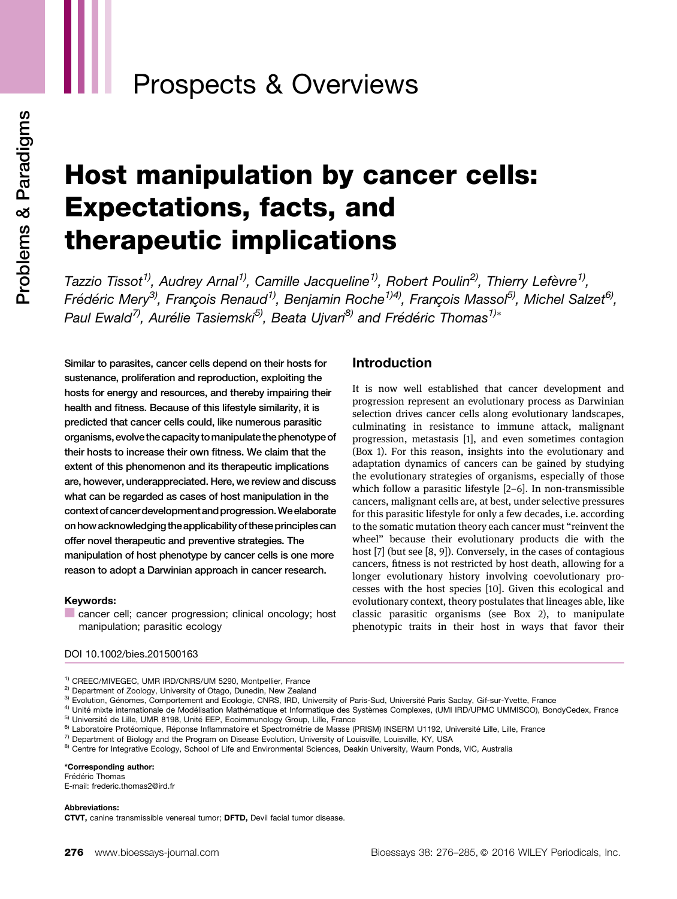Prospects & Overviews

Problems & Paradigms

# Host manipulation by cancer cells: Expectations, facts, and therapeutic implications

*Tazzio Tissot[1], Audrey Arnal[1], Camille Jacqueline[1], Robert Poulin[2], Thierry Lefèvre[1], Frédéric Mery[3], François Renaud[1], Benjamin Roche[1,4], François Massol[5], Michel Salzet[6], Paul Ewald[7], Aurélie Tasiemski[5], Beata Ujvari[8] and Frédéric Thomas[1]**

**Similar to parasites, cancer cells depend on their hosts for sustenance, proliferation and reproduction, exploiting the hosts for energy and resources, and thereby impairing their health and fitness. Because of this lifestyle similarity, it is predicted that cancer cells could, like numerous parasitic organisms, evolve the capacity to manipulate the phenotype of their hosts to increase their own fitness. We claim that the extent of this phenomenon and its therapeutic implications are, however, underappreciated. Here, we review and discuss what can be regarded as cases of host manipulation in the context of cancer development and progression. We elaborate on how acknowledging the applicability of these principles can offer novel therapeutic and preventive strategies. The manipulation of host phenotype by cancer cells is one more reason to adopt a Darwinian approach in cancer research.**

**Keywords:**

cancer cell; cancer progression; clinical oncology; host manipulation; parasitic ecology

## Introduction

It is now well established that cancer development and progression represent an evolutionary process as Darwinian selection drives cancer cells along evolutionary landscapes, culminating in resistance to immune attack, malignant progression, metastasis [1], and even sometimes contagion (Box 1). For this reason, insights into the evolutionary and adaptation dynamics of cancers can be gained by studying the evolutionary strategies of organisms, especially of those which follow a parasitic lifestyle [2–6]. In non-transmissible cancers, malignant cells are, at best, under selective pressures for this parasitic lifestyle for only a few decades, i.e. according to the somatic mutation theory each cancer must "reinvent the wheel" because their evolutionary products die with the host [7] (but see [8, 9]). Conversely, in the cases of contagious cancers, fitness is not restricted by host death, allowing for a longer evolutionary history involving coevolutionary processes with the host species [10]. Given this ecological and evolutionary context, theory postulates that lineages able, like classic parasitic organisms (see Box 2), to manipulate phenotypic traits in their host in ways that favor their

DOI 10.1002/bies.201500163

[1] CREEC/MIVEGEC, UMR IRD/CNRS/UM 5290, Montpellier, France
[2] Department of Zoology, University of Otago, Dunedin, New Zealand
[3] Evolution, Génomes, Comportement et Ecologie, CNRS, IRD, University of Paris-Sud, Université Paris Saclay, Gif-sur-Yvette, France
[4] Unité mixte internationale de Modélisation Mathématique et Informatique des Systèmes Complexes, (UMI IRD/UPMC UMMISCO), BondyCedex, France
[5] Université de Lille, UMR 8198, Unité EEP, Ecoimmunology Group, Lille, France
[6] Laboratoire Protéomique, Réponse Inflammatoire et Spectrométrie de Masse (PRISM) INSERM U1192, Université Lille, Lille, France
[7] Department of Biology and the Program on Disease Evolution, University of Louisville, Louisville, KY, USA
[8] Centre for Integrative Ecology, School of Life and Environmental Sciences, Deakin University, Waurn Ponds, VIC, Australia

**\*Corresponding author:**
Frédéric Thomas
E-mail: frederic.thomas2@ird.fr

**Abbreviations:**
**CTVT,** canine transmissible venereal tumor; **DFTD,** Devil facial tumor disease.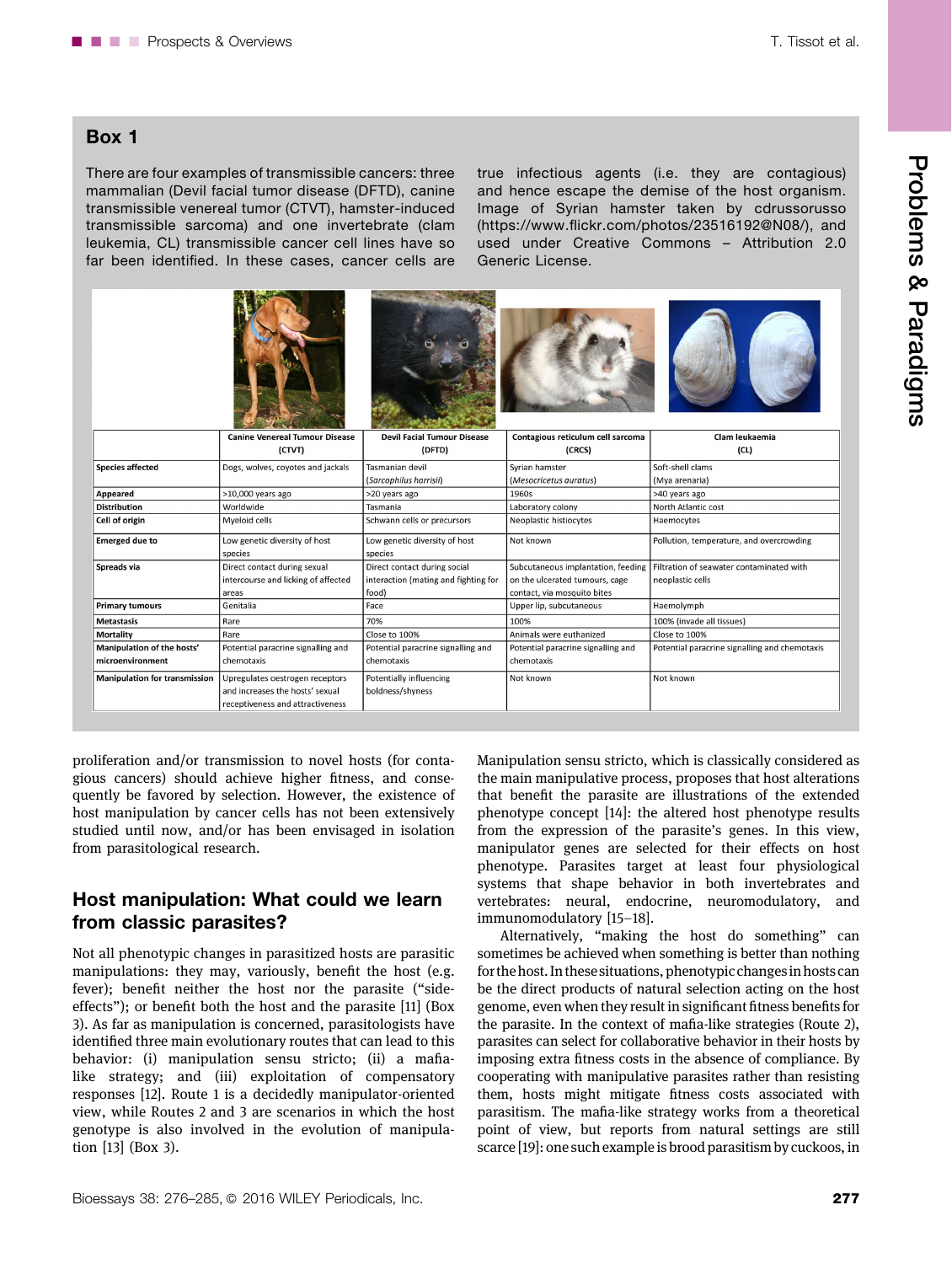## Box 1

There are four examples of transmissible cancers: three mammalian (Devil facial tumor disease (DFTD), canine transmissible venereal tumor (CTVT), hamster-induced transmissible sarcoma) and one invertebrate (clam leukemia, CL) transmissible cancer cell lines have so far been identified. In these cases, cancer cells are true infectious agents (i.e. they are contagious) and hence escape the demise of the host organism. Image of Syrian hamster taken by cdrussorusso (https://www.flickr.com/photos/23516192@N08/), and used under Creative Commons – Attribution 2.0 Generic License.

| | Canine Venereal Tumour Disease (CTVT) | Devil Facial Tumour Disease (DFTD) | Contagious reticulum cell sarcoma (CRCS) | Clam leukaemia (CL) |
|---|---|---|---|---|
| **Species affected** | Dogs, wolves, coyotes and jackals | Tasmanian devil (*Sarcophilus harrisii*) | Syrian hamster (*Mesocricetus auratus*) | Soft-shell clams (Mya arenaria) |
| **Appeared** | >10,000 years ago | >20 years ago | 1960s | >40 years ago |
| **Distribution** | Worldwide | Tasmania | Laboratory colony | North Atlantic cost |
| **Cell of origin** | Myeloid cells | Schwann cells or precursors | Neoplastic histiocytes | Haemocytes |
| **Emerged due to** | Low genetic diversity of host species | Low genetic diversity of host species | Not known | Pollution, temperature, and overcrowding |
| **Spreads via** | Direct contact during sexual intercourse and licking of affected areas | Direct contact during social interaction (mating and fighting for food) | Subcutaneous implantation, feeding on the ulcerated tumours, cage contact, via mosquito bites | Filtration of seawater contaminated with neoplastic cells |
| **Primary tumours** | Genitalia | Face | Upper lip, subcutaneous | Haemolymph |
| **Metastasis** | Rare | 70% | 100% | 100% (invade all tissues) |
| **Mortality** | Rare | Close to 100% | Animals were euthanized | Close to 100% |
| **Manipulation of the hosts' microenvironment** | Potential paracrine signalling and chemotaxis | Potential paracrine signalling and chemotaxis | Potential paracrine signalling and chemotaxis | Potential paracrine signalling and chemotaxis |
| **Manipulation for transmission** | Upregulates oestrogen receptors and increases the hosts' sexual receptiveness and attractiveness | Potentially influencing boldness/shyness | Not known | Not known |

proliferation and/or transmission to novel hosts (for contagious cancers) should achieve higher fitness, and consequently be favored by selection. However, the existence of host manipulation by cancer cells has not been extensively studied until now, and/or has been envisaged in isolation from parasitological research.

## Host manipulation: What could we learn from classic parasites?

Not all phenotypic changes in parasitized hosts are parasitic manipulations: they may, variously, benefit the host (e.g. fever); benefit neither the host nor the parasite ("side-effects"); or benefit both the host and the parasite [11] (Box 3). As far as manipulation is concerned, parasitologists have identified three main evolutionary routes that can lead to this behavior: (i) manipulation sensu stricto; (ii) a mafia-like strategy; and (iii) exploitation of compensatory responses [12]. Route 1 is a decidedly manipulator-oriented view, while Routes 2 and 3 are scenarios in which the host genotype is also involved in the evolution of manipulation [13] (Box 3).

Manipulation sensu stricto, which is classically considered as the main manipulative process, proposes that host alterations that benefit the parasite are illustrations of the extended phenotype concept [14]: the altered host phenotype results from the expression of the parasite's genes. In this view, manipulator genes are selected for their effects on host phenotype. Parasites target at least four physiological systems that shape behavior in both invertebrates and vertebrates: neural, endocrine, neuromodulatory, and immunomodulatory [15–18].

Alternatively, "making the host do something" can sometimes be achieved when something is better than nothing for the host. In these situations, phenotypic changes in hosts can be the direct products of natural selection acting on the host genome, even when they result in significant fitness benefits for the parasite. In the context of mafia-like strategies (Route 2), parasites can select for collaborative behavior in their hosts by imposing extra fitness costs in the absence of compliance. By cooperating with manipulative parasites rather than resisting them, hosts might mitigate fitness costs associated with parasitism. The mafia-like strategy works from a theoretical point of view, but reports from natural settings are still scarce [19]: one such example is brood parasitism by cuckoos, in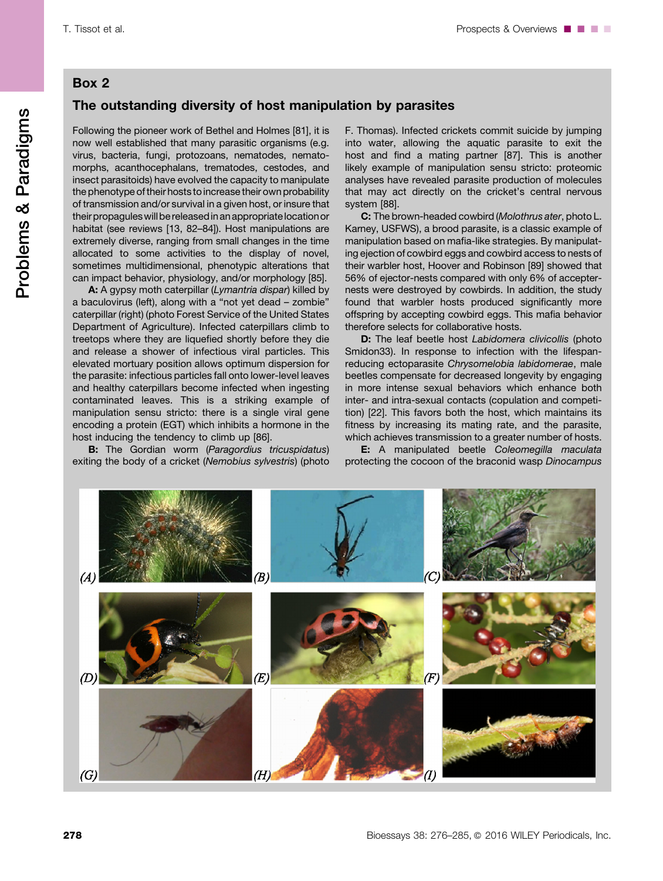## Box 2

### The outstanding diversity of host manipulation by parasites

Following the pioneer work of Bethel and Holmes [81], it is now well established that many parasitic organisms (e.g. virus, bacteria, fungi, protozoans, nematodes, nematomorphs, acanthocephalans, trematodes, cestodes, and insect parasitoids) have evolved the capacity to manipulate the phenotype of their hosts to increase their own probability of transmission and/or survival in a given host, or insure that their propagules will be released in an appropriate location or habitat (see reviews [13, 82–84]). Host manipulations are extremely diverse, ranging from small changes in the time allocated to some activities to the display of novel, sometimes multidimensional, phenotypic alterations that can impact behavior, physiology, and/or morphology [85].

**A:** A gypsy moth caterpillar (*Lymantria dispar*) killed by a baculovirus (left), along with a "not yet dead – zombie" caterpillar (right) (photo Forest Service of the United States Department of Agriculture). Infected caterpillars climb to treetops where they are liquefied shortly before they die and release a shower of infectious viral particles. This elevated mortuary position allows optimum dispersion for the parasite: infectious particles fall onto lower-level leaves and healthy caterpillars become infected when ingesting contaminated leaves. This is a striking example of manipulation sensu stricto: there is a single viral gene encoding a protein (EGT) which inhibits a hormone in the host inducing the tendency to climb up [86].

**B:** The Gordian worm (*Paragordius tricuspidatus*) exiting the body of a cricket (*Nemobius sylvestris*) (photo F. Thomas). Infected crickets commit suicide by jumping into water, allowing the aquatic parasite to exit the host and find a mating partner [87]. This is another likely example of manipulation sensu stricto: proteomic analyses have revealed parasite production of molecules that may act directly on the cricket's central nervous system [88].

**C:** The brown-headed cowbird (*Molothrus ater*, photo L. Karney, USFWS), a brood parasite, is a classic example of manipulation based on mafia-like strategies. By manipulating ejection of cowbird eggs and cowbird access to nests of their warbler host, Hoover and Robinson [89] showed that 56% of ejector-nests compared with only 6% of accepter-nests were destroyed by cowbirds. In addition, the study found that warbler hosts produced significantly more offspring by accepting cowbird eggs. This mafia behavior therefore selects for collaborative hosts.

**D:** The leaf beetle host *Labidomera clivicollis* (photo Smidon33). In response to infection with the lifespan-reducing ectoparasite *Chrysomelobia labidomerae*, male beetles compensate for decreased longevity by engaging in more intense sexual behaviors which enhance both inter- and intra-sexual contacts (copulation and competition) [22]. This favors both the host, which maintains its fitness by increasing its mating rate, and the parasite, which achieves transmission to a greater number of hosts.

**E:** A manipulated beetle *Coleomegilla maculata* protecting the cocoon of the braconid wasp *Dinocampus*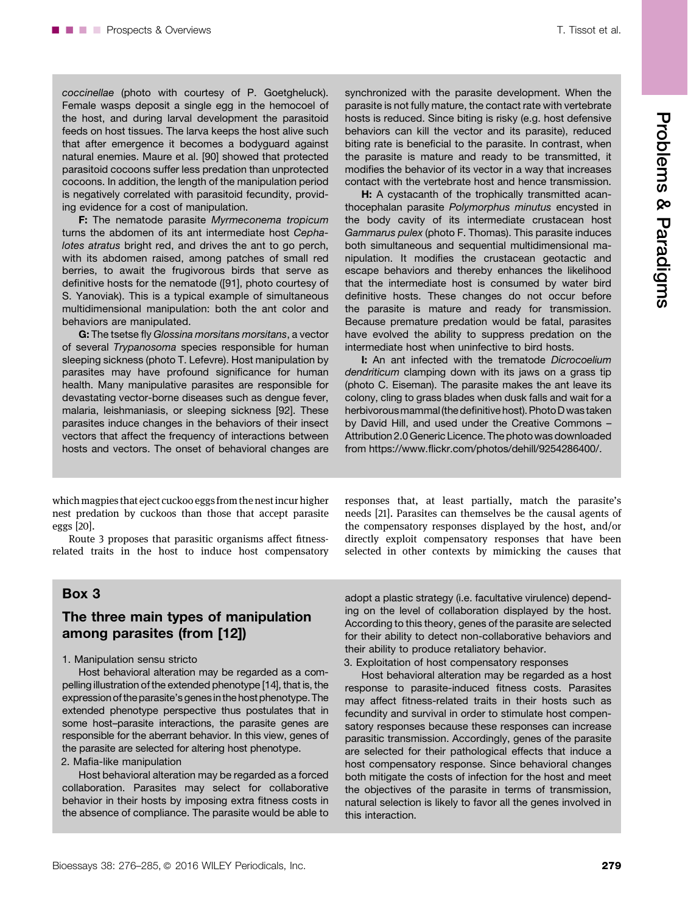*coccinellae* (photo with courtesy of P. Goetgheluck). Female wasps deposit a single egg in the hemocoel of the host, and during larval development the parasitoid feeds on host tissues. The larva keeps the host alive such that after emergence it becomes a bodyguard against natural enemies. Maure et al. [90] showed that protected parasitoid cocoons suffer less predation than unprotected cocoons. In addition, the length of the manipulation period is negatively correlated with parasitoid fecundity, providing evidence for a cost of manipulation.

**F:** The nematode parasite *Myrmeconema tropicum* turns the abdomen of its ant intermediate host *Cephalotes atratus* bright red, and drives the ant to go perch, with its abdomen raised, among patches of small red berries, to await the frugivorous birds that serve as definitive hosts for the nematode ([91], photo courtesy of S. Yanoviak). This is a typical example of simultaneous multidimensional manipulation: both the ant color and behaviors are manipulated.

**G:** The tsetse fly *Glossina morsitans morsitans*, a vector of several *Trypanosoma* species responsible for human sleeping sickness (photo T. Lefevre). Host manipulation by parasites may have profound significance for human health. Many manipulative parasites are responsible for devastating vector-borne diseases such as dengue fever, malaria, leishmaniasis, or sleeping sickness [92]. These parasites induce changes in the behaviors of their insect vectors that affect the frequency of interactions between hosts and vectors. The onset of behavioral changes are synchronized with the parasite development. When the parasite is not fully mature, the contact rate with vertebrate hosts is reduced. Since biting is risky (e.g. host defensive behaviors can kill the vector and its parasite), reduced biting rate is beneficial to the parasite. In contrast, when the parasite is mature and ready to be transmitted, it modifies the behavior of its vector in a way that increases contact with the vertebrate host and hence transmission.

**H:** A cystacanth of the trophically transmitted acanthocephalan parasite *Polymorphus minutus* encysted in the body cavity of its intermediate crustacean host *Gammarus pulex* (photo F. Thomas). This parasite induces both simultaneous and sequential multidimensional manipulation. It modifies the crustacean geotactic and escape behaviors and thereby enhances the likelihood that the intermediate host is consumed by water bird definitive hosts. These changes do not occur before the parasite is mature and ready for transmission. Because premature predation would be fatal, parasites have evolved the ability to suppress predation on the intermediate host when uninfective to bird hosts.

**I:** An ant infected with the trematode *Dicrocoelium dendriticum* clamping down with its jaws on a grass tip (photo C. Eiseman). The parasite makes the ant leave its colony, cling to grass blades when dusk falls and wait for a herbivorous mammal (the definitive host). Photo D was taken by David Hill, and used under the Creative Commons – Attribution 2.0 Generic Licence. The photo was downloaded from https://www.flickr.com/photos/dehill/9254286400/.

which magpies that eject cuckoo eggs from the nest incur higher nest predation by cuckoos than those that accept parasite eggs [20].

Route 3 proposes that parasitic organisms affect fitness-related traits in the host to induce host compensatory responses that, at least partially, match the parasite's needs [21]. Parasites can themselves be the causal agents of the compensatory responses displayed by the host, and/or directly exploit compensatory responses that have been selected in other contexts by mimicking the causes that

## Box 3

### The three main types of manipulation among parasites (from [12])

1. Manipulation sensu stricto

Host behavioral alteration may be regarded as a compelling illustration of the extended phenotype [14], that is, the expression of the parasite's genes in the host phenotype. The extended phenotype perspective thus postulates that in some host–parasite interactions, the parasite genes are responsible for the aberrant behavior. In this view, genes of the parasite are selected for altering host phenotype.

2. Mafia-like manipulation

Host behavioral alteration may be regarded as a forced collaboration. Parasites may select for collaborative behavior in their hosts by imposing extra fitness costs in the absence of compliance. The parasite would be able to adopt a plastic strategy (i.e. facultative virulence) depending on the level of collaboration displayed by the host. According to this theory, genes of the parasite are selected for their ability to detect non-collaborative behaviors and their ability to produce retaliatory behavior.

3. Exploitation of host compensatory responses

Host behavioral alteration may be regarded as a host response to parasite-induced fitness costs. Parasites may affect fitness-related traits in their hosts such as fecundity and survival in order to stimulate host compensatory responses because these responses can increase parasitic transmission. Accordingly, genes of the parasite are selected for their pathological effects that induce a host compensatory response. Since behavioral changes both mitigate the costs of infection for the host and meet the objectives of the parasite in terms of transmission, natural selection is likely to favor all the genes involved in this interaction.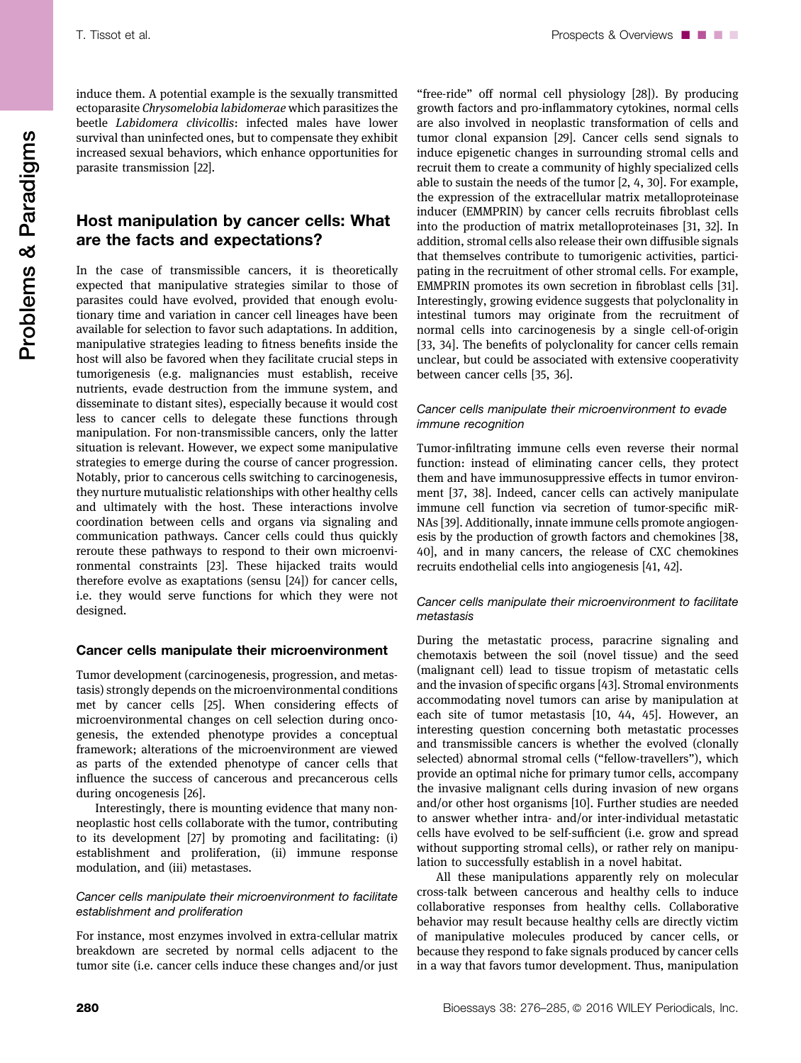induce them. A potential example is the sexually transmitted ectoparasite *Chrysomelobia labidomerae* which parasitizes the beetle *Labidomera clivicollis*: infected males have lower survival than uninfected ones, but to compensate they exhibit increased sexual behaviors, which enhance opportunities for parasite transmission [22].

## Host manipulation by cancer cells: What are the facts and expectations?

In the case of transmissible cancers, it is theoretically expected that manipulative strategies similar to those of parasites could have evolved, provided that enough evolutionary time and variation in cancer cell lineages have been available for selection to favor such adaptations. In addition, manipulative strategies leading to fitness benefits inside the host will also be favored when they facilitate crucial steps in tumorigenesis (e.g. malignancies must establish, receive nutrients, evade destruction from the immune system, and disseminate to distant sites), especially because it would cost less to cancer cells to delegate these functions through manipulation. For non-transmissible cancers, only the latter situation is relevant. However, we expect some manipulative strategies to emerge during the course of cancer progression. Notably, prior to cancerous cells switching to carcinogenesis, they nurture mutualistic relationships with other healthy cells and ultimately with the host. These interactions involve coordination between cells and organs via signaling and communication pathways. Cancer cells could thus quickly reroute these pathways to respond to their own microenvironmental constraints [23]. These hijacked traits would therefore evolve as exaptations (sensu [24]) for cancer cells, i.e. they would serve functions for which they were not designed.

### Cancer cells manipulate their microenvironment

Tumor development (carcinogenesis, progression, and metastasis) strongly depends on the microenvironmental conditions met by cancer cells [25]. When considering effects of microenvironmental changes on cell selection during oncogenesis, the extended phenotype provides a conceptual framework; alterations of the microenvironment are viewed as parts of the extended phenotype of cancer cells that influence the success of cancerous and precancerous cells during oncogenesis [26].

Interestingly, there is mounting evidence that many non-neoplastic host cells collaborate with the tumor, contributing to its development [27] by promoting and facilitating: (i) establishment and proliferation, (ii) immune response modulation, and (iii) metastases.

#### *Cancer cells manipulate their microenvironment to facilitate establishment and proliferation*

For instance, most enzymes involved in extra-cellular matrix breakdown are secreted by normal cells adjacent to the tumor site (i.e. cancer cells induce these changes and/or just "free-ride" off normal cell physiology [28]). By producing growth factors and pro-inflammatory cytokines, normal cells are also involved in neoplastic transformation of cells and tumor clonal expansion [29]. Cancer cells send signals to induce epigenetic changes in surrounding stromal cells and recruit them to create a community of highly specialized cells able to sustain the needs of the tumor [2, 4, 30]. For example, the expression of the extracellular matrix metalloproteinase inducer (EMMPRIN) by cancer cells recruits fibroblast cells into the production of matrix metalloproteinases [31, 32]. In addition, stromal cells also release their own diffusible signals that themselves contribute to tumorigenic activities, participating in the recruitment of other stromal cells. For example, EMMPRIN promotes its own secretion in fibroblast cells [31]. Interestingly, growing evidence suggests that polyclonality in intestinal tumors may originate from the recruitment of normal cells into carcinogenesis by a single cell-of-origin [33, 34]. The benefits of polyclonality for cancer cells remain unclear, but could be associated with extensive cooperativity between cancer cells [35, 36].

#### *Cancer cells manipulate their microenvironment to evade immune recognition*

Tumor-infiltrating immune cells even reverse their normal function: instead of eliminating cancer cells, they protect them and have immunosuppressive effects in tumor environment [37, 38]. Indeed, cancer cells can actively manipulate immune cell function via secretion of tumor-specific miRNAs [39]. Additionally, innate immune cells promote angiogenesis by the production of growth factors and chemokines [38, 40], and in many cancers, the release of CXC chemokines recruits endothelial cells into angiogenesis [41, 42].

#### *Cancer cells manipulate their microenvironment to facilitate metastasis*

During the metastatic process, paracrine signaling and chemotaxis between the soil (novel tissue) and the seed (malignant cell) lead to tissue tropism of metastatic cells and the invasion of specific organs [43]. Stromal environments accommodating novel tumors can arise by manipulation at each site of tumor metastasis [10, 44, 45]. However, an interesting question concerning both metastatic processes and transmissible cancers is whether the evolved (clonally selected) abnormal stromal cells ("fellow-travellers"), which provide an optimal niche for primary tumor cells, accompany the invasive malignant cells during invasion of new organs and/or other host organisms [10]. Further studies are needed to answer whether intra- and/or inter-individual metastatic cells have evolved to be self-sufficient (i.e. grow and spread without supporting stromal cells), or rather rely on manipulation to successfully establish in a novel habitat.

All these manipulations apparently rely on molecular cross-talk between cancerous and healthy cells to induce collaborative responses from healthy cells. Collaborative behavior may result because healthy cells are directly victim of manipulative molecules produced by cancer cells, or because they respond to fake signals produced by cancer cells in a way that favors tumor development. Thus, manipulation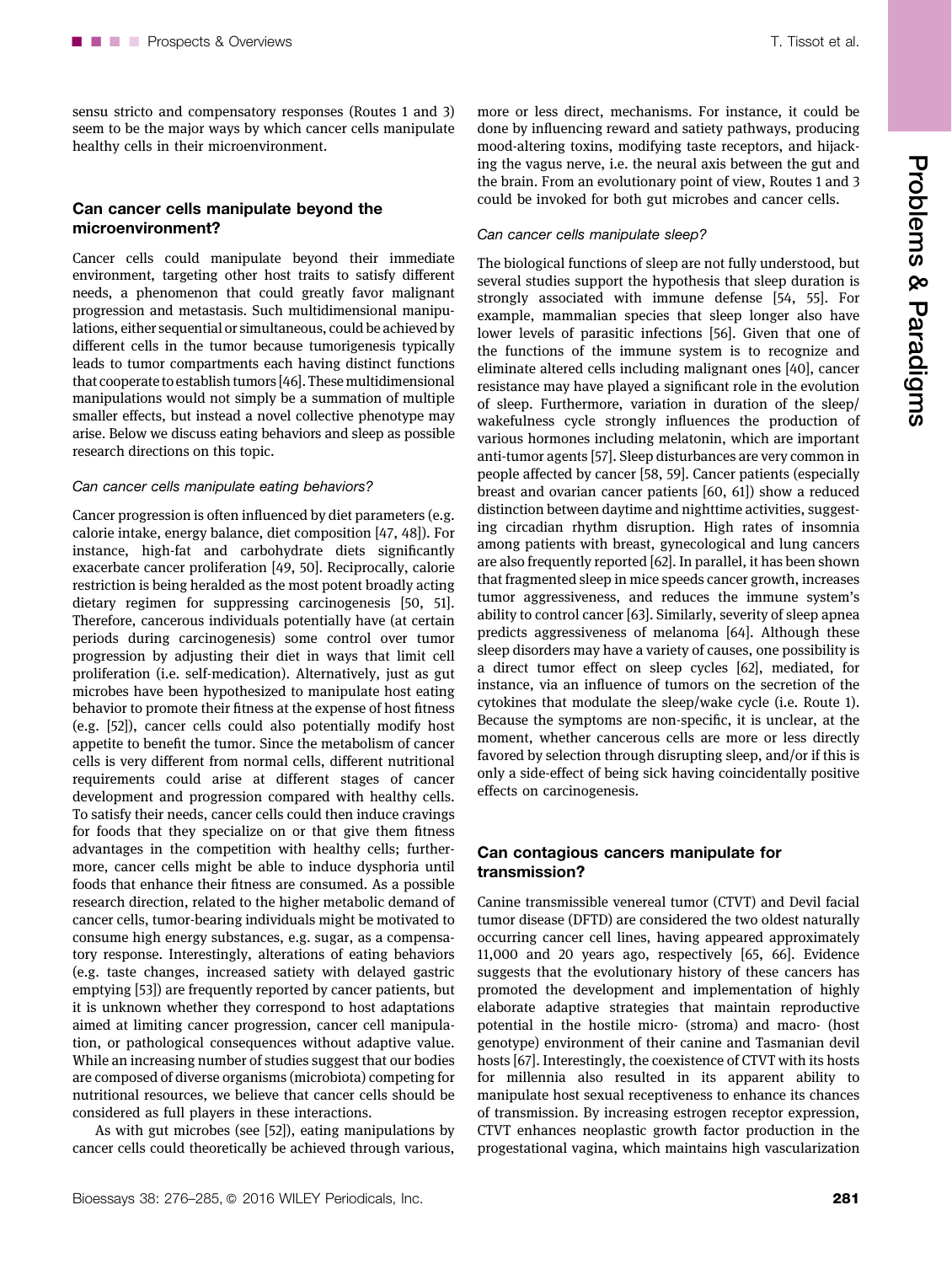sensu stricto and compensatory responses (Routes 1 and 3) seem to be the major ways by which cancer cells manipulate healthy cells in their microenvironment.

## Can cancer cells manipulate beyond the microenvironment?

Cancer cells could manipulate beyond their immediate environment, targeting other host traits to satisfy different needs, a phenomenon that could greatly favor malignant progression and metastasis. Such multidimensional manipulations, either sequential or simultaneous, could be achieved by different cells in the tumor because tumorigenesis typically leads to tumor compartments each having distinct functions that cooperate to establish tumors [46]. These multidimensional manipulations would not simply be a summation of multiple smaller effects, but instead a novel collective phenotype may arise. Below we discuss eating behaviors and sleep as possible research directions on this topic.

### *Can cancer cells manipulate eating behaviors?*

Cancer progression is often influenced by diet parameters (e.g. calorie intake, energy balance, diet composition [47, 48]). For instance, high-fat and carbohydrate diets significantly exacerbate cancer proliferation [49, 50]. Reciprocally, calorie restriction is being heralded as the most potent broadly acting dietary regimen for suppressing carcinogenesis [50, 51]. Therefore, cancerous individuals potentially have (at certain periods during carcinogenesis) some control over tumor progression by adjusting their diet in ways that limit cell proliferation (i.e. self-medication). Alternatively, just as gut microbes have been hypothesized to manipulate host eating behavior to promote their fitness at the expense of host fitness (e.g. [52]), cancer cells could also potentially modify host appetite to benefit the tumor. Since the metabolism of cancer cells is very different from normal cells, different nutritional requirements could arise at different stages of cancer development and progression compared with healthy cells. To satisfy their needs, cancer cells could then induce cravings for foods that they specialize on or that give them fitness advantages in the competition with healthy cells; furthermore, cancer cells might be able to induce dysphoria until foods that enhance their fitness are consumed. As a possible research direction, related to the higher metabolic demand of cancer cells, tumor-bearing individuals might be motivated to consume high energy substances, e.g. sugar, as a compensatory response. Interestingly, alterations of eating behaviors (e.g. taste changes, increased satiety with delayed gastric emptying [53]) are frequently reported by cancer patients, but it is unknown whether they correspond to host adaptations aimed at limiting cancer progression, cancer cell manipulation, or pathological consequences without adaptive value. While an increasing number of studies suggest that our bodies are composed of diverse organisms (microbiota) competing for nutritional resources, we believe that cancer cells should be considered as full players in these interactions.

As with gut microbes (see [52]), eating manipulations by cancer cells could theoretically be achieved through various, more or less direct, mechanisms. For instance, it could be done by influencing reward and satiety pathways, producing mood-altering toxins, modifying taste receptors, and hijacking the vagus nerve, i.e. the neural axis between the gut and the brain. From an evolutionary point of view, Routes 1 and 3 could be invoked for both gut microbes and cancer cells.

### *Can cancer cells manipulate sleep?*

The biological functions of sleep are not fully understood, but several studies support the hypothesis that sleep duration is strongly associated with immune defense [54, 55]. For example, mammalian species that sleep longer also have lower levels of parasitic infections [56]. Given that one of the functions of the immune system is to recognize and eliminate altered cells including malignant ones [40], cancer resistance may have played a significant role in the evolution of sleep. Furthermore, variation in duration of the sleep/wakefulness cycle strongly influences the production of various hormones including melatonin, which are important anti-tumor agents [57]. Sleep disturbances are very common in people affected by cancer [58, 59]. Cancer patients (especially breast and ovarian cancer patients [60, 61]) show a reduced distinction between daytime and nighttime activities, suggesting circadian rhythm disruption. High rates of insomnia among patients with breast, gynecological and lung cancers are also frequently reported [62]. In parallel, it has been shown that fragmented sleep in mice speeds cancer growth, increases tumor aggressiveness, and reduces the immune system's ability to control cancer [63]. Similarly, severity of sleep apnea predicts aggressiveness of melanoma [64]. Although these sleep disorders may have a variety of causes, one possibility is a direct tumor effect on sleep cycles [62], mediated, for instance, via an influence of tumors on the secretion of the cytokines that modulate the sleep/wake cycle (i.e. Route 1). Because the symptoms are non-specific, it is unclear, at the moment, whether cancerous cells are more or less directly favored by selection through disrupting sleep, and/or if this is only a side-effect of being sick having coincidentally positive effects on carcinogenesis.

## Can contagious cancers manipulate for transmission?

Canine transmissible venereal tumor (CTVT) and Devil facial tumor disease (DFTD) are considered the two oldest naturally occurring cancer cell lines, having appeared approximately 11,000 and 20 years ago, respectively [65, 66]. Evidence suggests that the evolutionary history of these cancers has promoted the development and implementation of highly elaborate adaptive strategies that maintain reproductive potential in the hostile micro- (stroma) and macro- (host genotype) environment of their canine and Tasmanian devil hosts [67]. Interestingly, the coexistence of CTVT with its hosts for millennia also resulted in its apparent ability to manipulate host sexual receptiveness to enhance its chances of transmission. By increasing estrogen receptor expression, CTVT enhances neoplastic growth factor production in the progestational vagina, which maintains high vascularization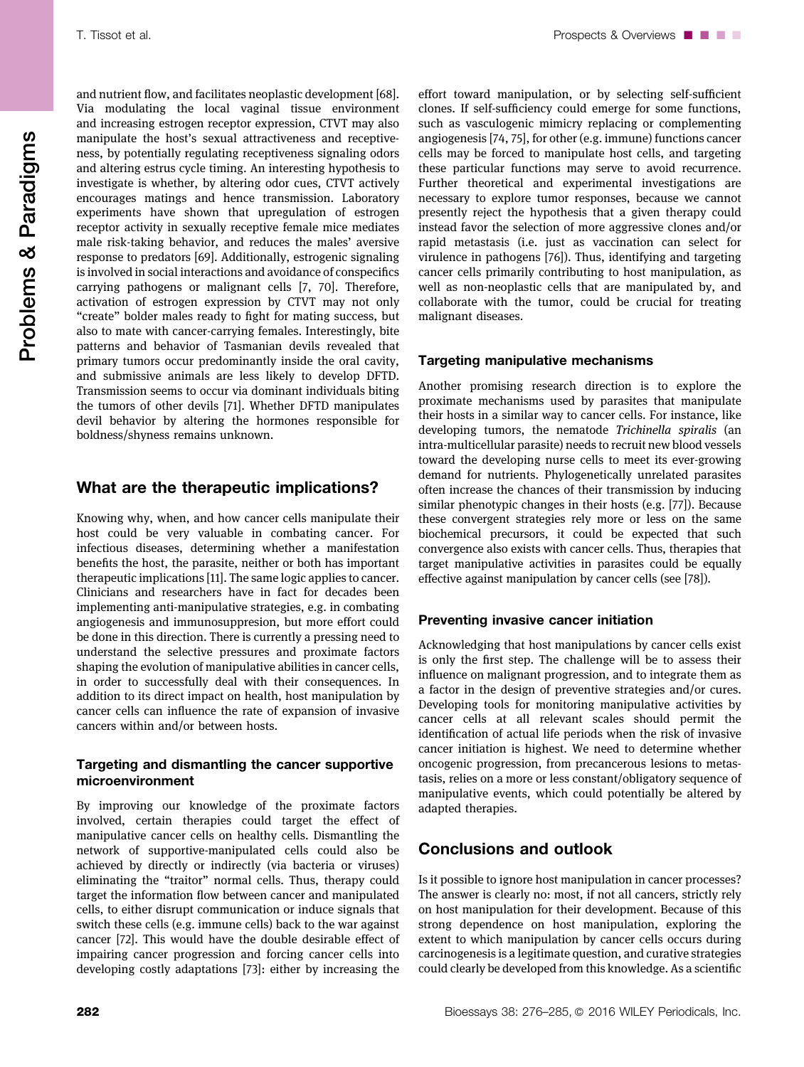and nutrient flow, and facilitates neoplastic development [68]. Via modulating the local vaginal tissue environment and increasing estrogen receptor expression, CTVT may also manipulate the host's sexual attractiveness and receptiveness, by potentially regulating receptiveness signaling odors and altering estrus cycle timing. An interesting hypothesis to investigate is whether, by altering odor cues, CTVT actively encourages matings and hence transmission. Laboratory experiments have shown that upregulation of estrogen receptor activity in sexually receptive female mice mediates male risk-taking behavior, and reduces the males' aversive response to predators [69]. Additionally, estrogenic signaling is involved in social interactions and avoidance of conspecifics carrying pathogens or malignant cells [7, 70]. Therefore, activation of estrogen expression by CTVT may not only "create" bolder males ready to fight for mating success, but also to mate with cancer-carrying females. Interestingly, bite patterns and behavior of Tasmanian devils revealed that primary tumors occur predominantly inside the oral cavity, and submissive animals are less likely to develop DFTD. Transmission seems to occur via dominant individuals biting the tumors of other devils [71]. Whether DFTD manipulates devil behavior by altering the hormones responsible for boldness/shyness remains unknown.

## What are the therapeutic implications?

Knowing why, when, and how cancer cells manipulate their host could be very valuable in combating cancer. For infectious diseases, determining whether a manifestation benefits the host, the parasite, neither or both has important therapeutic implications [11]. The same logic applies to cancer. Clinicians and researchers have in fact for decades been implementing anti-manipulative strategies, e.g. in combating angiogenesis and immunosuppresion, but more effort could be done in this direction. There is currently a pressing need to understand the selective pressures and proximate factors shaping the evolution of manipulative abilities in cancer cells, in order to successfully deal with their consequences. In addition to its direct impact on health, host manipulation by cancer cells can influence the rate of expansion of invasive cancers within and/or between hosts.

### Targeting and dismantling the cancer supportive microenvironment

By improving our knowledge of the proximate factors involved, certain therapies could target the effect of manipulative cancer cells on healthy cells. Dismantling the network of supportive-manipulated cells could also be achieved by directly or indirectly (via bacteria or viruses) eliminating the "traitor" normal cells. Thus, therapy could target the information flow between cancer and manipulated cells, to either disrupt communication or induce signals that switch these cells (e.g. immune cells) back to the war against cancer [72]. This would have the double desirable effect of impairing cancer progression and forcing cancer cells into developing costly adaptations [73]: either by increasing the effort toward manipulation, or by selecting self-sufficient clones. If self-sufficiency could emerge for some functions, such as vasculogenic mimicry replacing or complementing angiogenesis [74, 75], for other (e.g. immune) functions cancer cells may be forced to manipulate host cells, and targeting these particular functions may serve to avoid recurrence. Further theoretical and experimental investigations are necessary to explore tumor responses, because we cannot presently reject the hypothesis that a given therapy could instead favor the selection of more aggressive clones and/or rapid metastasis (i.e. just as vaccination can select for virulence in pathogens [76]). Thus, identifying and targeting cancer cells primarily contributing to host manipulation, as well as non-neoplastic cells that are manipulated by, and collaborate with the tumor, could be crucial for treating malignant diseases.

### Targeting manipulative mechanisms

Another promising research direction is to explore the proximate mechanisms used by parasites that manipulate their hosts in a similar way to cancer cells. For instance, like developing tumors, the nematode *Trichinella spiralis* (an intra-multicellular parasite) needs to recruit new blood vessels toward the developing nurse cells to meet its ever-growing demand for nutrients. Phylogenetically unrelated parasites often increase the chances of their transmission by inducing similar phenotypic changes in their hosts (e.g. [77]). Because these convergent strategies rely more or less on the same biochemical precursors, it could be expected that such convergence also exists with cancer cells. Thus, therapies that target manipulative activities in parasites could be equally effective against manipulation by cancer cells (see [78]).

### Preventing invasive cancer initiation

Acknowledging that host manipulations by cancer cells exist is only the first step. The challenge will be to assess their influence on malignant progression, and to integrate them as a factor in the design of preventive strategies and/or cures. Developing tools for monitoring manipulative activities by cancer cells at all relevant scales should permit the identification of actual life periods when the risk of invasive cancer initiation is highest. We need to determine whether oncogenic progression, from precancerous lesions to metastasis, relies on a more or less constant/obligatory sequence of manipulative events, which could potentially be altered by adapted therapies.

## Conclusions and outlook

Is it possible to ignore host manipulation in cancer processes? The answer is clearly no: most, if not all cancers, strictly rely on host manipulation for their development. Because of this strong dependence on host manipulation, exploring the extent to which manipulation by cancer cells occurs during carcinogenesis is a legitimate question, and curative strategies could clearly be developed from this knowledge. As a scientific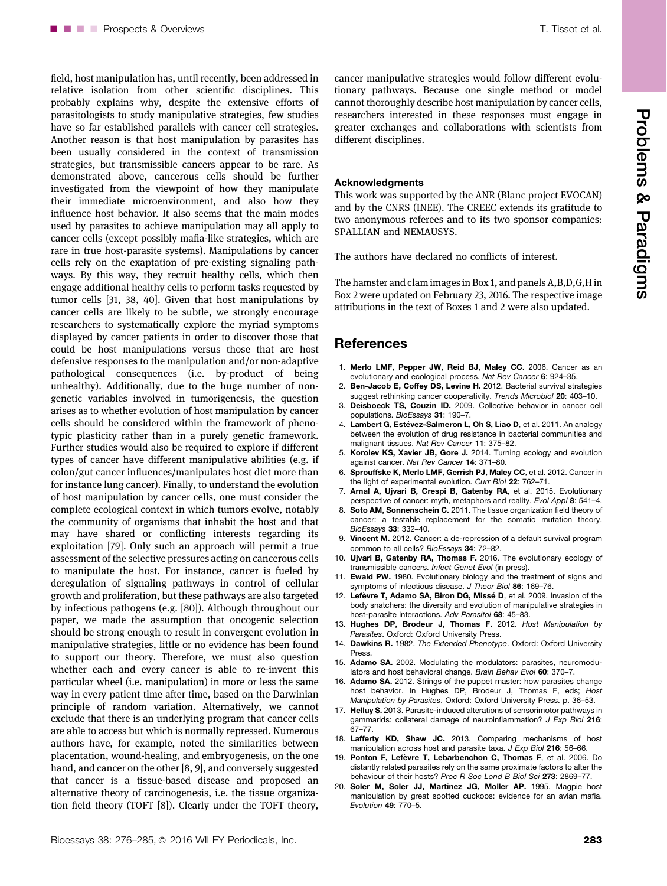field, host manipulation has, until recently, been addressed in relative isolation from other scientific disciplines. This probably explains why, despite the extensive efforts of parasitologists to study manipulative strategies, few studies have so far established parallels with cancer cell strategies. Another reason is that host manipulation by parasites has been usually considered in the context of transmission strategies, but transmissible cancers appear to be rare. As demonstrated above, cancerous cells should be further investigated from the viewpoint of how they manipulate their immediate microenvironment, and also how they influence host behavior. It also seems that the main modes used by parasites to achieve manipulation may all apply to cancer cells (except possibly mafia-like strategies, which are rare in true host-parasite systems). Manipulations by cancer cells rely on the exaptation of pre-existing signaling pathways. By this way, they recruit healthy cells, which then engage additional healthy cells to perform tasks requested by tumor cells [31, 38, 40]. Given that host manipulations by cancer cells are likely to be subtle, we strongly encourage researchers to systematically explore the myriad symptoms displayed by cancer patients in order to discover those that could be host manipulations versus those that are host defensive responses to the manipulation and/or non-adaptive pathological consequences (i.e. by-product of being unhealthy). Additionally, due to the huge number of non-genetic variables involved in tumorigenesis, the question arises as to whether evolution of host manipulation by cancer cells should be considered within the framework of phenotypic plasticity rather than in a purely genetic framework. Further studies would also be required to explore if different types of cancer have different manipulative abilities (e.g. if colon/gut cancer influences/manipulates host diet more than for instance lung cancer). Finally, to understand the evolution of host manipulation by cancer cells, one must consider the complete ecological context in which tumors evolve, notably the community of organisms that inhabit the host and that may have shared or conflicting interests regarding its exploitation [79]. Only such an approach will permit a true assessment of the selective pressures acting on cancerous cells to manipulate the host. For instance, cancer is fueled by deregulation of signaling pathways in control of cellular growth and proliferation, but these pathways are also targeted by infectious pathogens (e.g. [80]). Although throughout our paper, we made the assumption that oncogenic selection should be strong enough to result in convergent evolution in manipulative strategies, little or no evidence has been found to support our theory. Therefore, we must also question whether each and every cancer is able to re-invent this particular wheel (i.e. manipulation) in more or less the same way in every patient time after time, based on the Darwinian principle of random variation. Alternatively, we cannot exclude that there is an underlying program that cancer cells are able to access but which is normally repressed. Numerous authors have, for example, noted the similarities between placentation, wound-healing, and embryogenesis, on the one hand, and cancer on the other [8, 9], and conversely suggested that cancer is a tissue-based disease and proposed an alternative theory of carcinogenesis, i.e. the tissue organization field theory (TOFT [8]). Clearly under the TOFT theory, cancer manipulative strategies would follow different evolutionary pathways. Because one single method or model cannot thoroughly describe host manipulation by cancer cells, researchers interested in these responses must engage in greater exchanges and collaborations with scientists from different disciplines.

#### Acknowledgments

This work was supported by the ANR (Blanc project EVOCAN) and by the CNRS (INEE). The CREEC extends its gratitude to two anonymous referees and to its two sponsor companies: SPALLIAN and NEMAUSYS.

The authors have declared no conflicts of interest.

The hamster and clam images in Box 1, and panels A,B,D,G,H in Box 2 were updated on February 23, 2016. The respective image attributions in the text of Boxes 1 and 2 were also updated.

## References

1. **Merlo LMF, Pepper JW, Reid BJ, Maley CC.** 2006. Cancer as an evolutionary and ecological process. *Nat Rev Cancer* **6**: 924–35.
2. **Ben-Jacob E, Coffey DS, Levine H.** 2012. Bacterial survival strategies suggest rethinking cancer cooperativity. *Trends Microbiol* **20**: 403–10.
3. **Deisboeck TS, Couzin ID.** 2009. Collective behavior in cancer cell populations. *BioEssays* **31**: 190–7.
4. **Lambert G, Estévez-Salmeron L, Oh S, Liao D**, et al. 2011. An analogy between the evolution of drug resistance in bacterial communities and malignant tissues. *Nat Rev Cancer* **11**: 375–82.
5. **Korolev KS, Xavier JB, Gore J.** 2014. Turning ecology and evolution against cancer. *Nat Rev Cancer* **14**: 371–80.
6. **Sprouffske K, Merlo LMF, Gerrish PJ, Maley CC**, et al. 2012. Cancer in the light of experimental evolution. *Curr Biol* **22**: 762–71.
7. **Arnal A, Ujvari B, Crespi B, Gatenby RA**, et al. 2015. Evolutionary perspective of cancer: myth, metaphors and reality. *Evol Appl* **8**: 541–4.
8. **Soto AM, Sonnenschein C.** 2011. The tissue organization field theory of cancer: a testable replacement for the somatic mutation theory. *BioEssays* **33**: 332–40.
9. **Vincent M.** 2012. Cancer: a de-repression of a default survival program common to all cells? *BioEssays* **34**: 72–82.
10. **Ujvari B, Gatenby RA, Thomas F.** 2016. The evolutionary ecology of transmissible cancers. *Infect Genet Evol* (in press).
11. **Ewald PW.** 1980. Evolutionary biology and the treatment of signs and symptoms of infectious disease. *J Theor Biol* **86**: 169–76.
12. **Lefèvre T, Adamo SA, Biron DG, Missé D**, et al. 2009. Invasion of the body snatchers: the diversity and evolution of manipulative strategies in host-parasite interactions. *Adv Parasitol* **68**: 45–83.
13. **Hughes DP, Brodeur J, Thomas F.** 2012. *Host Manipulation by Parasites*. Oxford: Oxford University Press.
14. **Dawkins R.** 1982. *The Extended Phenotype*. Oxford: Oxford University Press.
15. **Adamo SA.** 2002. Modulating the modulators: parasites, neuromodulators and host behavioral change. *Brain Behav Evol* **60**: 370–7.
16. **Adamo SA.** 2012. Strings of the puppet master: how parasites change host behavior. In Hughes DP, Brodeur J, Thomas F, eds; *Host Manipulation by Parasites*. Oxford: Oxford University Press. p. 36–53.
17. **Helluy S.** 2013. Parasite-induced alterations of sensorimotor pathways in gammarids: collateral damage of neuroinflammation? *J Exp Biol* **216**: 67–77.
18. **Lafferty KD, Shaw JC.** 2013. Comparing mechanisms of host manipulation across host and parasite taxa. *J Exp Biol* **216**: 56–66.
19. **Ponton F, Lefèvre T, Lebarbenchon C, Thomas F**, et al. 2006. Do distantly related parasites rely on the same proximate factors to alter the behaviour of their hosts? *Proc R Soc Lond B Biol Sci* **273**: 2869–77.
20. **Soler M, Soler JJ, Martinez JG, Moller AP.** 1995. Magpie host manipulation by great spotted cuckoos: evidence for an avian mafia. *Evolution* **49**: 770–5.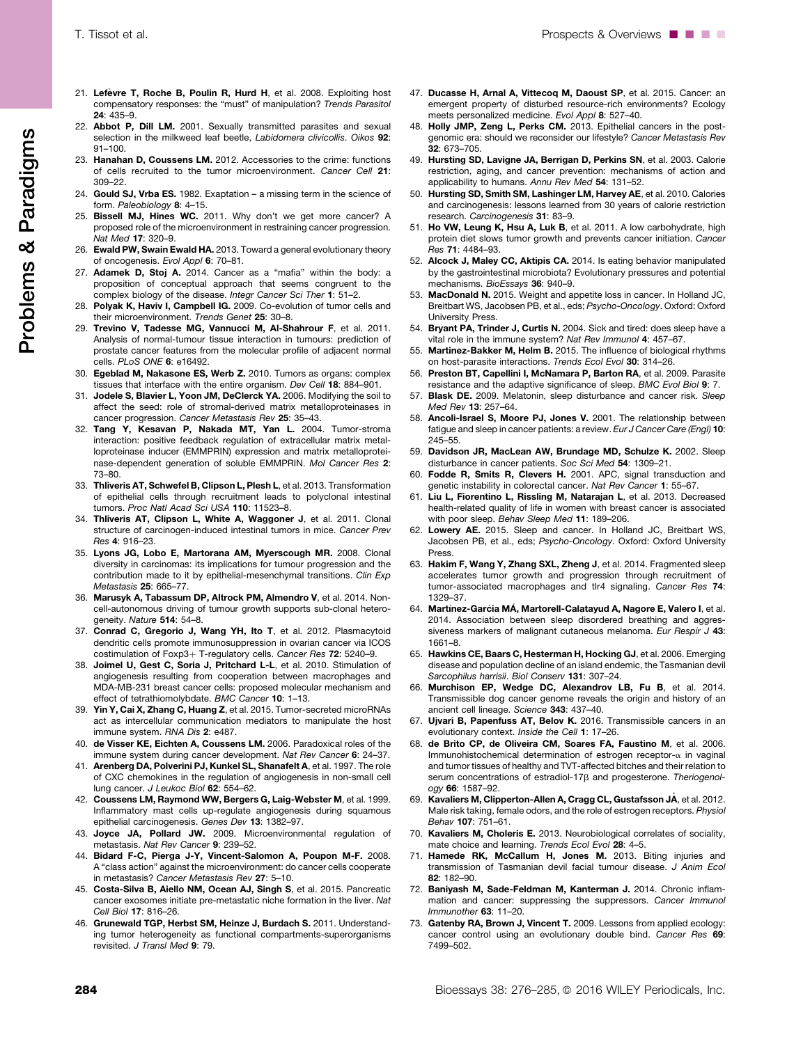21. **Lefèvre T, Roche B, Poulin R, Hurd H**, et al. 2008. Exploiting host compensatory responses: the "must" of manipulation? *Trends Parasitol* **24**: 435–9.
22. **Abbot P, Dill LM.** 2001. Sexually transmitted parasites and sexual selection in the milkweed leaf beetle, *Labidomera clivicollis*. *Oikos* **92**: 91–100.
23. **Hanahan D, Coussens LM.** 2012. Accessories to the crime: functions of cells recruited to the tumor microenvironment. *Cancer Cell* **21**: 309–22.
24. **Gould SJ, Vrba ES.** 1982. Exaptation – a missing term in the science of form. *Paleobiology* **8**: 4–15.
25. **Bissell MJ, Hines WC.** 2011. Why don't we get more cancer? A proposed role of the microenvironment in restraining cancer progression. *Nat Med* **17**: 320–9.
26. **Ewald PW, Swain Ewald HA.** 2013. Toward a general evolutionary theory of oncogenesis. *Evol Appl* **6**: 70–81.
27. **Adamek D, Stoj A.** 2014. Cancer as a "mafia" within the body: a proposition of conceptual approach that seems congruent to the complex biology of the disease. *Integr Cancer Sci Ther* **1**: 51–2.
28. **Polyak K, Haviv I, Campbell IG.** 2009. Co-evolution of tumor cells and their microenvironment. *Trends Genet* **25**: 30–8.
29. **Trevino V, Tadesse MG, Vannucci M, Al-Shahrour F**, et al. 2011. Analysis of normal-tumour tissue interaction in tumours: prediction of prostate cancer features from the molecular profile of adjacent normal cells. *PLoS ONE* **6**: e16492.
30. **Egeblad M, Nakasone ES, Werb Z.** 2010. Tumors as organs: complex tissues that interface with the entire organism. *Dev Cell* **18**: 884–901.
31. **Jodele S, Blavier L, Yoon JM, DeClerck YA.** 2006. Modifying the soil to affect the seed: role of stromal-derived matrix metalloproteinases in cancer progression. *Cancer Metastasis Rev* **25**: 35–43.
32. **Tang Y, Kesavan P, Nakada MT, Yan L.** 2004. Tumor-stroma interaction: positive feedback regulation of extracellular matrix metalloproteinase inducer (EMMPRIN) expression and matrix metalloproteinase-dependent generation of soluble EMMPRIN. *Mol Cancer Res* **2**: 73–80.
33. **Thliveris AT, Schwefel B, Clipson L, Plesh L**, et al. 2013. Transformation of epithelial cells through recruitment leads to polyclonal intestinal tumors. *Proc Natl Acad Sci USA* **110**: 11523–8.
34. **Thliveris AT, Clipson L, White A, Waggoner J**, et al. 2011. Clonal structure of carcinogen-induced intestinal tumors in mice. *Cancer Prev Res* **4**: 916–23.
35. **Lyons JG, Lobo E, Martorana AM, Myerscough MR.** 2008. Clonal diversity in carcinomas: its implications for tumour progression and the contribution made to it by epithelial-mesenchymal transitions. *Clin Exp Metastasis* **25**: 665–77.
36. **Marusyk A, Tabassum DP, Altrock PM, Almendro V**, et al. 2014. Non-cell-autonomous driving of tumour growth supports sub-clonal heterogeneity. *Nature* **514**: 54–8.
37. **Conrad C, Gregorio J, Wang YH, Ito T**, et al. 2012. Plasmacytoid dendritic cells promote immunosuppression in ovarian cancer via ICOS costimulation of Foxp3+ T-regulatory cells. *Cancer Res* **72**: 5240–9.
38. **Joimel U, Gest C, Soria J, Pritchard L-L**, et al. 2010. Stimulation of angiogenesis resulting from cooperation between macrophages and MDA-MB-231 breast cancer cells: proposed molecular mechanism and effect of tetrathiomolybdate. *BMC Cancer* **10**: 1–13.
39. **Yin Y, Cai X, Zhang C, Huang Z**, et al. 2015. Tumor-secreted microRNAs act as intercellular communication mediators to manipulate the host immune system. *RNA Dis* **2**: e487.
40. **de Visser KE, Eichten A, Coussens LM.** 2006. Paradoxical roles of the immune system during cancer development. *Nat Rev Cancer* **6**: 24–37.
41. **Arenberg DA, Polverini PJ, Kunkel SL, Shanafelt A**, et al. 1997. The role of CXC chemokines in the regulation of angiogenesis in non-small cell lung cancer. *J Leukoc Biol* **62**: 554–62.
42. **Coussens LM, Raymond WW, Bergers G, Laig-Webster M**, et al. 1999. Inflammatory mast cells up-regulate angiogenesis during squamous epithelial carcinogenesis. *Genes Dev* **13**: 1382–97.
43. **Joyce JA, Pollard JW.** 2009. Microenvironmental regulation of metastasis. *Nat Rev Cancer* **9**: 239–52.
44. **Bidard F-C, Pierga J-Y, Vincent-Salomon A, Poupon M-F.** 2008. A "class action" against the microenvironment: do cancer cells cooperate in metastasis? *Cancer Metastasis Rev* **27**: 5–10.
45. **Costa-Silva B, Aiello NM, Ocean AJ, Singh S**, et al. 2015. Pancreatic cancer exosomes initiate pre-metastatic niche formation in the liver. *Nat Cell Biol* **17**: 816–26.
46. **Grunewald TGP, Herbst SM, Heinze J, Burdach S.** 2011. Understanding tumor heterogeneity as functional compartments-superorganisms revisited. *J Transl Med* **9**: 79.
47. **Ducasse H, Arnal A, Vittecoq M, Daoust SP**, et al. 2015. Cancer: an emergent property of disturbed resource-rich environments? Ecology meets personalized medicine. *Evol Appl* **8**: 527–40.
48. **Holly JMP, Zeng L, Perks CM.** 2013. Epithelial cancers in the post-genomic era: should we reconsider our lifestyle? *Cancer Metastasis Rev* **32**: 673–705.
49. **Hursting SD, Lavigne JA, Berrigan D, Perkins SN**, et al. 2003. Calorie restriction, aging, and cancer prevention: mechanisms of action and applicability to humans. *Annu Rev Med* **54**: 131–52.
50. **Hursting SD, Smith SM, Lashinger LM, Harvey AE**, et al. 2010. Calories and carcinogenesis: lessons learned from 30 years of calorie restriction research. *Carcinogenesis* **31**: 83–9.
51. **Ho VW, Leung K, Hsu A, Luk B**, et al. 2011. A low carbohydrate, high protein diet slows tumor growth and prevents cancer initiation. *Cancer Res* **71**: 4484–93.
52. **Alcock J, Maley CC, Aktipis CA.** 2014. Is eating behavior manipulated by the gastrointestinal microbiota? Evolutionary pressures and potential mechanisms. *BioEssays* **36**: 940–9.
53. **MacDonald N.** 2015. Weight and appetite loss in cancer. In Holland JC, Breitbart WS, Jacobsen PB, et al., eds; *Psycho-Oncology*. Oxford: Oxford University Press.
54. **Bryant PA, Trinder J, Curtis N.** 2004. Sick and tired: does sleep have a vital role in the immune system? *Nat Rev Immunol* **4**: 457–67.
55. **Martinez-Bakker M, Helm B.** 2015. The influence of biological rhythms on host-parasite interactions. *Trends Ecol Evol* **30**: 314–26.
56. **Preston BT, Capellini I, McNamara P, Barton RA**, et al. 2009. Parasite resistance and the adaptive significance of sleep. *BMC Evol Biol* **9**: 7.
57. **Blask DE.** 2009. Melatonin, sleep disturbance and cancer risk. *Sleep Med Rev* **13**: 257–64.
58. **Ancoli-Israel S, Moore PJ, Jones V.** 2001. The relationship between fatigue and sleep in cancer patients: a review. *Eur J Cancer Care (Engl)* **10**: 245–55.
59. **Davidson JR, MacLean AW, Brundage MD, Schulze K.** 2002. Sleep disturbance in cancer patients. *Soc Sci Med* **54**: 1309–21.
60. **Fodde R, Smits R, Clevers H.** 2001. APC, signal transduction and genetic instability in colorectal cancer. *Nat Rev Cancer* **1**: 55–67.
61. **Liu L, Fiorentino L, Rissling M, Natarajan L**, et al. 2013. Decreased health-related quality of life in women with breast cancer is associated with poor sleep. *Behav Sleep Med* **11**: 189–206.
62. **Lowery AE.** 2015. Sleep and cancer. In Holland JC, Breitbart WS, Jacobsen PB, et al., eds; *Psycho-Oncology*. Oxford: Oxford University Press.
63. **Hakim F, Wang Y, Zhang SXL, Zheng J**, et al. 2014. Fragmented sleep accelerates tumor growth and progression through recruitment of tumor-associated macrophages and tlr4 signaling. *Cancer Res* **74**: 1329–37.
64. **Martínez-García MÁ, Martorell-Calatayud A, Nagore E, Valero I**, et al. 2014. Association between sleep disordered breathing and aggressiveness markers of malignant cutaneous melanoma. *Eur Respir J* **43**: 1661–8.
65. **Hawkins CE, Baars C, Hesterman H, Hocking GJ**, et al. 2006. Emerging disease and population decline of an island endemic, the Tasmanian devil *Sarcophilus harrisii*. *Biol Conserv* **131**: 307–24.
66. **Murchison EP, Wedge DC, Alexandrov LB, Fu B**, et al. 2014. Transmissible dog cancer genome reveals the origin and history of an ancient cell lineage. *Science* **343**: 437–40.
67. **Ujvari B, Papenfuss AT, Belov K.** 2016. Transmissible cancers in an evolutionary context. *Inside the Cell* **1**: 17–26.
68. **de Brito CP, de Oliveira CM, Soares FA, Faustino M**, et al. 2006. Immunohistochemical determination of estrogen receptor-α in vaginal and tumor tissues of healthy and TVT-affected bitches and their relation to serum concentrations of estradiol-17β and progesterone. *Theriogenology* **66**: 1587–92.
69. **Kavaliers M, Clipperton-Allen A, Cragg CL, Gustafsson JÅ**, et al. 2012. Male risk taking, female odors, and the role of estrogen receptors. *Physiol Behav* **107**: 751–61.
70. **Kavaliers M, Choleris E.** 2013. Neurobiological correlates of sociality, mate choice and learning. *Trends Ecol Evol* **28**: 4–5.
71. **Hamede RK, McCallum H, Jones M.** 2013. Biting injuries and transmission of Tasmanian devil facial tumour disease. *J Anim Ecol* **82**: 182–90.
72. **Baniyash M, Sade-Feldman M, Kanterman J.** 2014. Chronic inflammation and cancer: suppressing the suppressors. *Cancer Immunol Immunother* **63**: 11–20.
73. **Gatenby RA, Brown J, Vincent T.** 2009. Lessons from applied ecology: cancer control using an evolutionary double bind. *Cancer Res* **69**: 7499–502.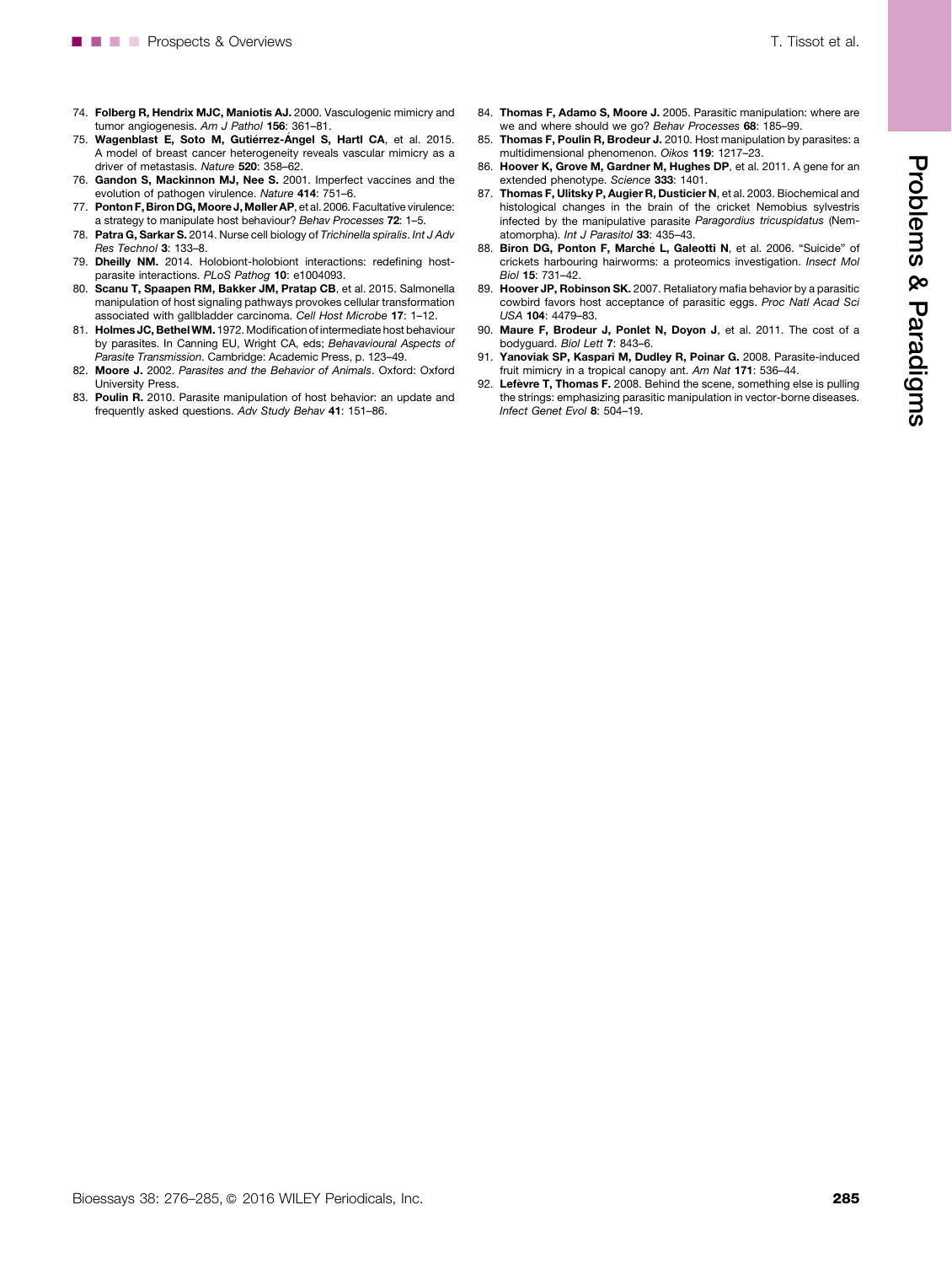74. **Folberg R, Hendrix MJC, Maniotis AJ.** 2000. Vasculogenic mimicry and tumor angiogenesis. *Am J Pathol* **156**: 361–81.
75. **Wagenblast E, Soto M, Gutiérrez-Ángel S, Hartl CA**, et al. 2015. A model of breast cancer heterogeneity reveals vascular mimicry as a driver of metastasis. *Nature* **520**: 358–62.
76. **Gandon S, Mackinnon MJ, Nee S.** 2001. Imperfect vaccines and the evolution of pathogen virulence. *Nature* **414**: 751–6.
77. **Ponton F, Biron DG, Moore J, Møller AP**, et al. 2006. Facultative virulence: a strategy to manipulate host behaviour? *Behav Processes* **72**: 1–5.
78. **Patra G, Sarkar S.** 2014. Nurse cell biology of *Trichinella spiralis*. *Int J Adv Res Technol* **3**: 133–8.
79. **Dheilly NM.** 2014. Holobiont-holobiont interactions: redefining host-parasite interactions. *PLoS Pathog* **10**: e1004093.
80. **Scanu T, Spaapen RM, Bakker JM, Pratap CB**, et al. 2015. Salmonella manipulation of host signaling pathways provokes cellular transformation associated with gallbladder carcinoma. *Cell Host Microbe* **17**: 1–12.
81. **Holmes JC, Bethel WM.** 1972. Modification of intermediate host behaviour by parasites. In Canning EU, Wright CA, eds; *Behavavioural Aspects of Parasite Transmission*. Cambridge: Academic Press, p. 123–49.
82. **Moore J.** 2002. *Parasites and the Behavior of Animals*. Oxford: Oxford University Press.
83. **Poulin R.** 2010. Parasite manipulation of host behavior: an update and frequently asked questions. *Adv Study Behav* **41**: 151–86.
84. **Thomas F, Adamo S, Moore J.** 2005. Parasitic manipulation: where are we and where should we go? *Behav Processes* **68**: 185–99.
85. **Thomas F, Poulin R, Brodeur J.** 2010. Host manipulation by parasites: a multidimensional phenomenon. *Oikos* **119**: 1217–23.
86. **Hoover K, Grove M, Gardner M, Hughes DP**, et al. 2011. A gene for an extended phenotype. *Science* **333**: 1401.
87. **Thomas F, Ulitsky P, Augier R, Dusticier N**, et al. 2003. Biochemical and histological changes in the brain of the cricket Nemobius sylvestris infected by the manipulative parasite *Paragordius tricuspidatus* (Nematomorpha). *Int J Parasitol* **33**: 435–43.
88. **Biron DG, Ponton F, Marché L, Galeotti N**, et al. 2006. "Suicide" of crickets harbouring hairworms: a proteomics investigation. *Insect Mol Biol* **15**: 731–42.
89. **Hoover JP, Robinson SK.** 2007. Retaliatory mafia behavior by a parasitic cowbird favors host acceptance of parasitic eggs. *Proc Natl Acad Sci USA* **104**: 4479–83.
90. **Maure F, Brodeur J, Ponlet N, Doyon J**, et al. 2011. The cost of a bodyguard. *Biol Lett* **7**: 843–6.
91. **Yanoviak SP, Kaspari M, Dudley R, Poinar G.** 2008. Parasite-induced fruit mimicry in a tropical canopy ant. *Am Nat* **171**: 536–44.
92. **Lefèvre T, Thomas F.** 2008. Behind the scene, something else is pulling the strings: emphasizing parasitic manipulation in vector-borne diseases. *Infect Genet Evol* **8**: 504–19.